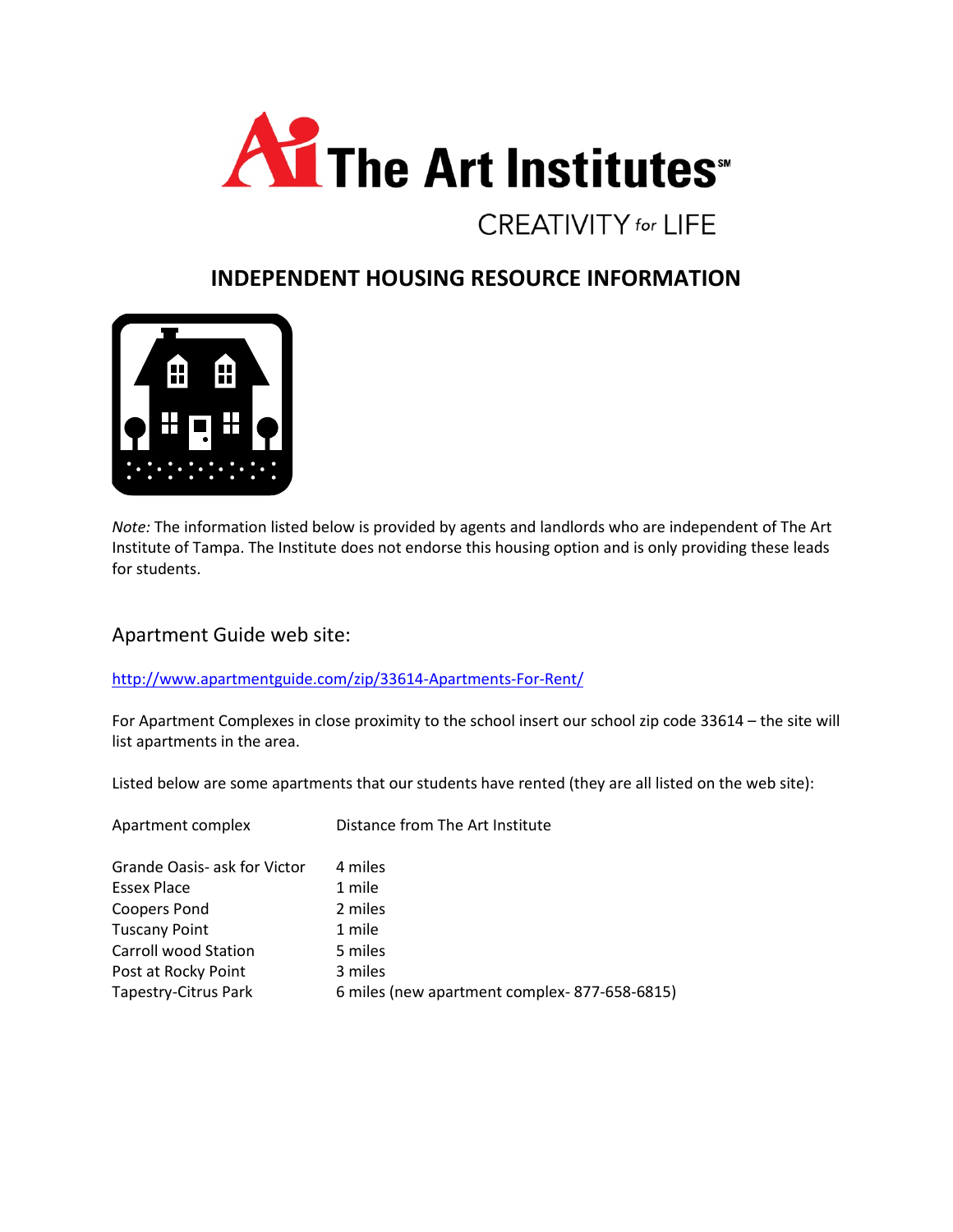# The Art Institutes

CREATIVITY for LIFE

## INDEPENDENT HOUSING RESOURCE INFORMATION

*Note:* The information listed below is provided by agents and landlords who are independent of The Art Institute of Tampa. The Institute does not endorse this housing option and is only providing these leads for students.

### Apartment Guide web site:

http://www.apartmentguide.com/zip/33614-Apartments-For-Rent/

For Apartment Complexes in close proximity to the school insert our school zip code 33614 – the site will list apartments in the area.

Listed below are some apartments that our students have rented (they are all listed on the web site):

| Apartment complex | Distance from The Art Institute |
|---|---|
| Grande Oasis- ask for Victor | 4 miles |
| Essex Place | 1 mile |
| Coopers Pond | 2 miles |
| Tuscany Point | 1 mile |
| Carroll wood Station | 5 miles |
| Post at Rocky Point | 3 miles |
| Tapestry-Citrus Park | 6 miles (new apartment complex- 877-658-6815) |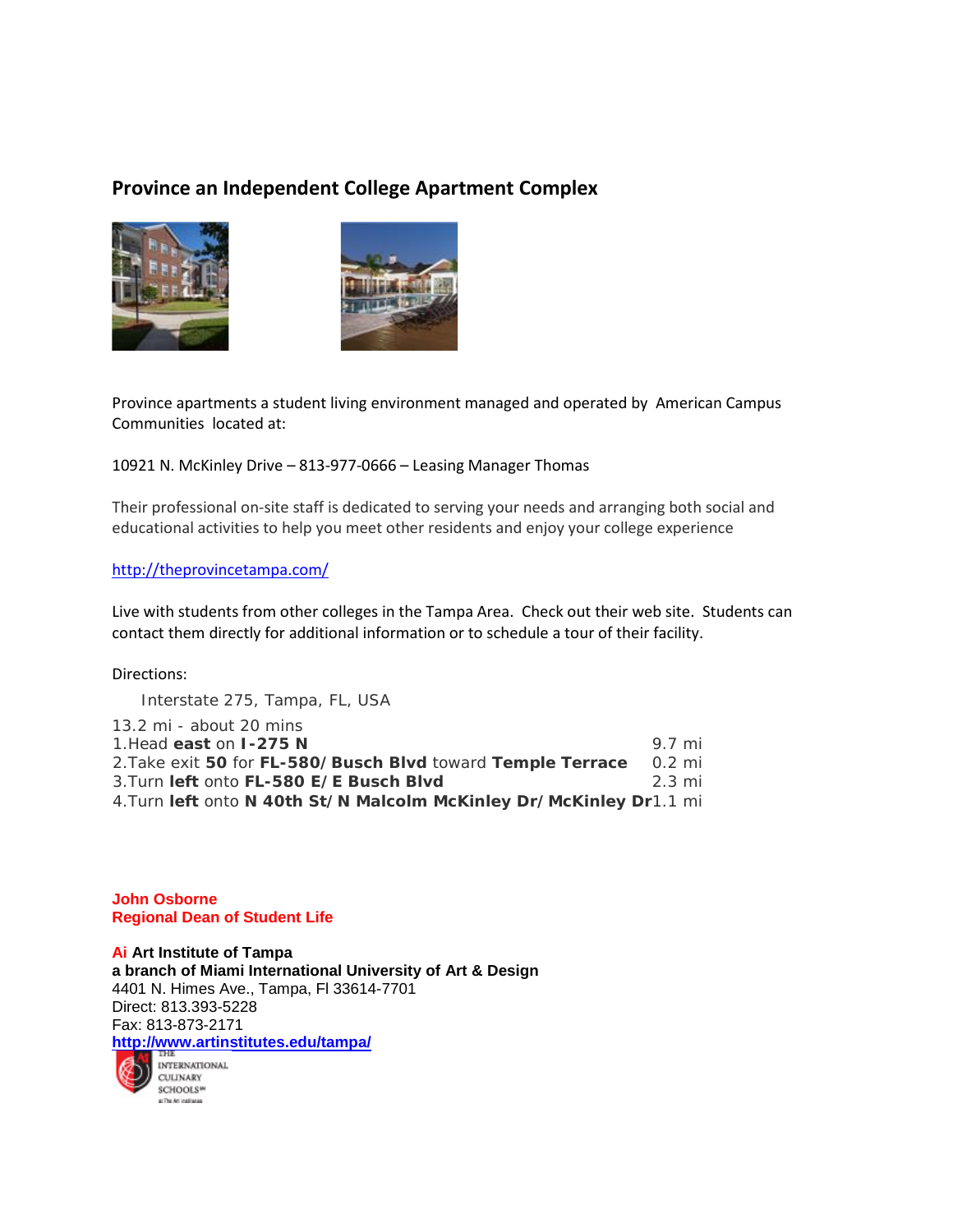## Province an Independent College Apartment Complex

Province apartments a student living environment managed and operated by American Campus Communities located at:

10921 N. McKinley Drive – 813-977-0666 – Leasing Manager Thomas

Their professional on-site staff is dedicated to serving your needs and arranging both social and educational activities to help you meet other residents and enjoy your college experience

http://theprovincetampa.com/

Live with students from other colleges in the Tampa Area. Check out their web site. Students can contact them directly for additional information or to schedule a tour of their facility.

Directions:

Interstate 275, Tampa, FL, USA

13.2 mi - about 20 mins

| | |
|---|---|
| 1.Head **east** on **I-275 N** | 9.7 mi |
| 2.Take exit **50** for **FL-580/Busch Blvd** toward **Temple Terrace** | 0.2 mi |
| 3.Turn **left** onto **FL-580 E/E Busch Blvd** | 2.3 mi |
| 4.Turn **left** onto **N 40th St/N Malcolm McKinley Dr/McKinley Dr** | 1.1 mi |

**John Osborne**
**Regional Dean of Student Life**

**Ai Art Institute of Tampa**
**a branch of Miami International University of Art & Design**
4401 N. Himes Ave., Tampa, Fl 33614-7701
Direct: 813.393-5228
Fax: 813-873-2171
**http://www.artinstitutes.edu/tampa/**

THE INTERNATIONAL CULINARY SCHOOLS